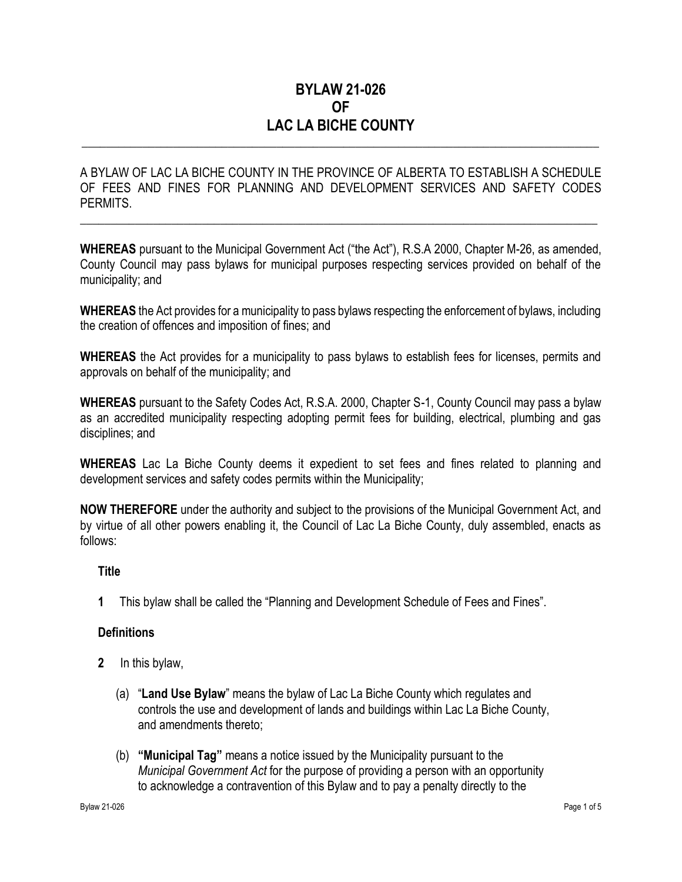# BYLAW 21-026
# OF
# LAC LA BICHE COUNTY

A BYLAW OF LAC LA BICHE COUNTY IN THE PROVINCE OF ALBERTA TO ESTABLISH A SCHEDULE OF FEES AND FINES FOR PLANNING AND DEVELOPMENT SERVICES AND SAFETY CODES PERMITS.

**WHEREAS** pursuant to the Municipal Government Act ("the Act"), R.S.A 2000, Chapter M-26, as amended, County Council may pass bylaws for municipal purposes respecting services provided on behalf of the municipality; and

**WHEREAS** the Act provides for a municipality to pass bylaws respecting the enforcement of bylaws, including the creation of offences and imposition of fines; and

**WHEREAS** the Act provides for a municipality to pass bylaws to establish fees for licenses, permits and approvals on behalf of the municipality; and

**WHEREAS** pursuant to the Safety Codes Act, R.S.A. 2000, Chapter S-1, County Council may pass a bylaw as an accredited municipality respecting adopting permit fees for building, electrical, plumbing and gas disciplines; and

**WHEREAS** Lac La Biche County deems it expedient to set fees and fines related to planning and development services and safety codes permits within the Municipality;

**NOW THEREFORE** under the authority and subject to the provisions of the Municipal Government Act, and by virtue of all other powers enabling it, the Council of Lac La Biche County, duly assembled, enacts as follows:

**Title**

**1** This bylaw shall be called the "Planning and Development Schedule of Fees and Fines".

**Definitions**

**2** In this bylaw,

(a) "**Land Use Bylaw**" means the bylaw of Lac La Biche County which regulates and controls the use and development of lands and buildings within Lac La Biche County, and amendments thereto;

(b) **"Municipal Tag"** means a notice issued by the Municipality pursuant to the *Municipal Government Act* for the purpose of providing a person with an opportunity to acknowledge a contravention of this Bylaw and to pay a penalty directly to the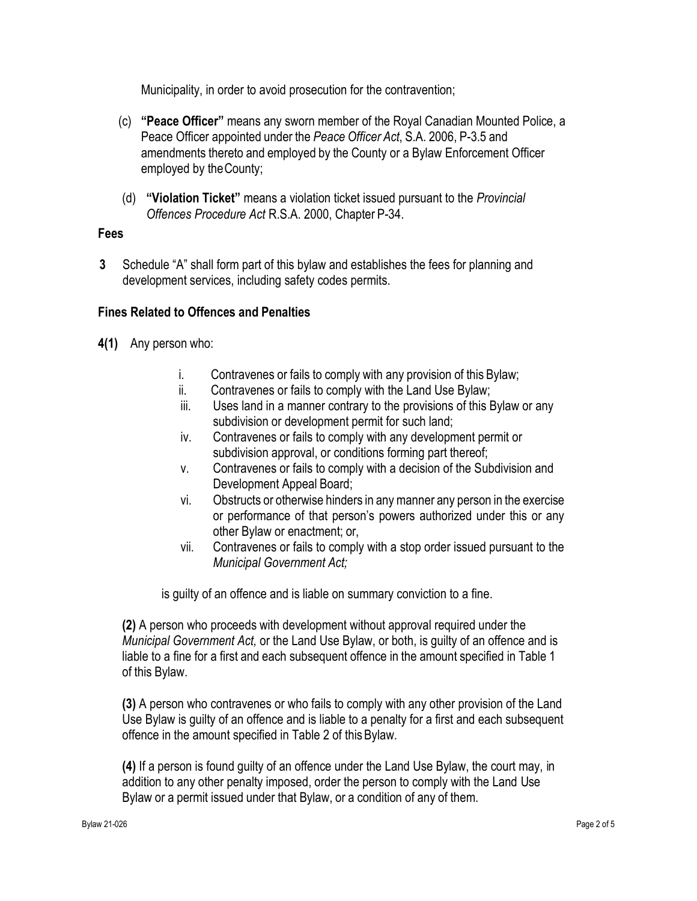Municipality, in order to avoid prosecution for the contravention;

(c) **"Peace Officer"** means any sworn member of the Royal Canadian Mounted Police, a Peace Officer appointed under the *Peace Officer Act*, S.A. 2006, P-3.5 and amendments thereto and employed by the County or a Bylaw Enforcement Officer employed by the County;

(d) **"Violation Ticket"** means a violation ticket issued pursuant to the *Provincial Offences Procedure Act* R.S.A. 2000, Chapter P-34.

**Fees**

**3** Schedule "A" shall form part of this bylaw and establishes the fees for planning and development services, including safety codes permits.

**Fines Related to Offences and Penalties**

**4(1)** Any person who:

i. Contravenes or fails to comply with any provision of this Bylaw;
ii. Contravenes or fails to comply with the Land Use Bylaw;
iii. Uses land in a manner contrary to the provisions of this Bylaw or any subdivision or development permit for such land;
iv. Contravenes or fails to comply with any development permit or subdivision approval, or conditions forming part thereof;
v. Contravenes or fails to comply with a decision of the Subdivision and Development Appeal Board;
vi. Obstructs or otherwise hinders in any manner any person in the exercise or performance of that person's powers authorized under this or any other Bylaw or enactment; or,
vii. Contravenes or fails to comply with a stop order issued pursuant to the *Municipal Government Act;*

is guilty of an offence and is liable on summary conviction to a fine.

**(2)** A person who proceeds with development without approval required under the *Municipal Government Act,* or the Land Use Bylaw, or both, is guilty of an offence and is liable to a fine for a first and each subsequent offence in the amount specified in Table 1 of this Bylaw.

**(3)** A person who contravenes or who fails to comply with any other provision of the Land Use Bylaw is guilty of an offence and is liable to a penalty for a first and each subsequent offence in the amount specified in Table 2 of this Bylaw.

**(4)** If a person is found guilty of an offence under the Land Use Bylaw, the court may, in addition to any other penalty imposed, order the person to comply with the Land Use Bylaw or a permit issued under that Bylaw, or a condition of any of them.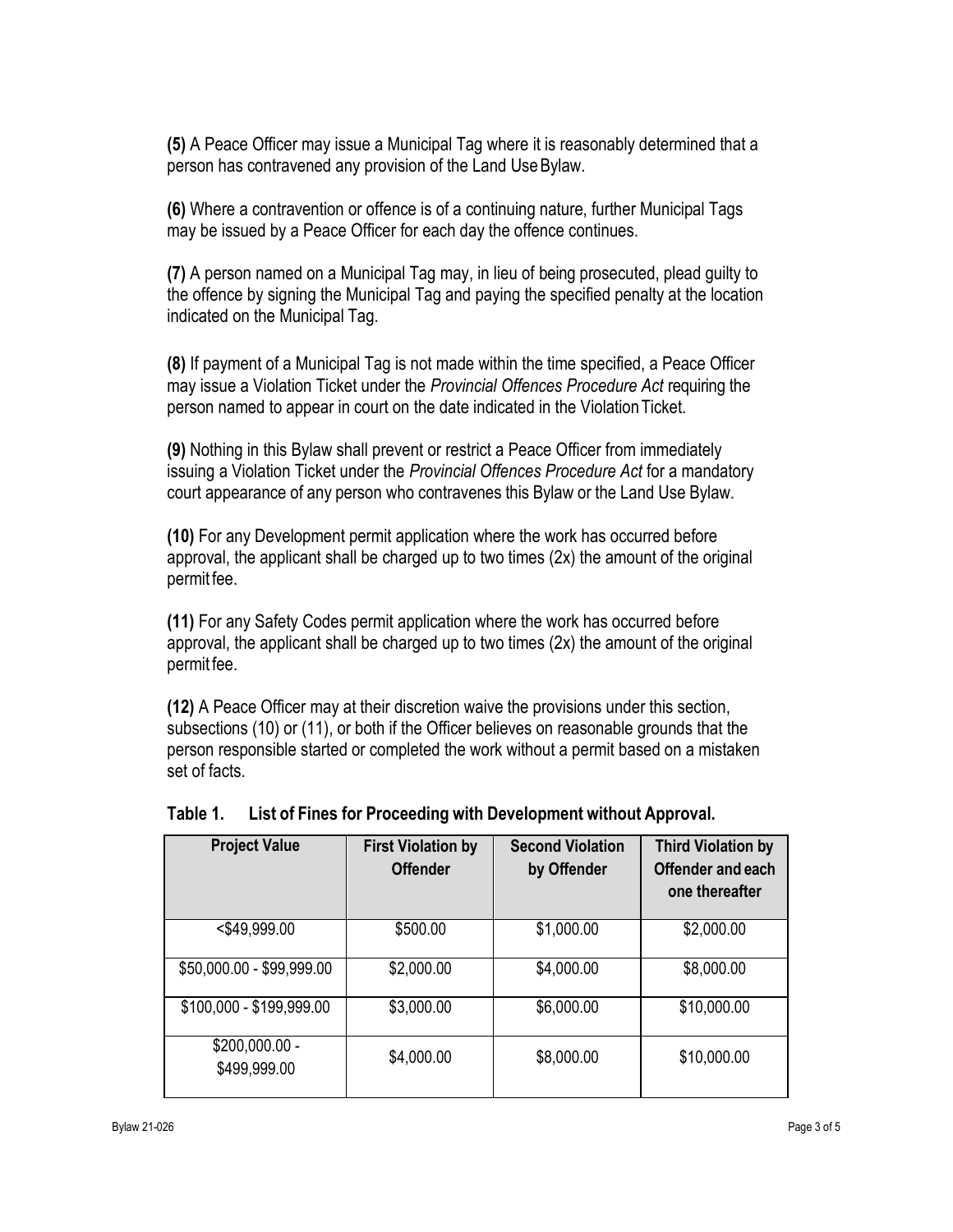**(5)** A Peace Officer may issue a Municipal Tag where it is reasonably determined that a person has contravened any provision of the Land Use Bylaw.

**(6)** Where a contravention or offence is of a continuing nature, further Municipal Tags may be issued by a Peace Officer for each day the offence continues.

**(7)** A person named on a Municipal Tag may, in lieu of being prosecuted, plead guilty to the offence by signing the Municipal Tag and paying the specified penalty at the location indicated on the Municipal Tag.

**(8)** If payment of a Municipal Tag is not made within the time specified, a Peace Officer may issue a Violation Ticket under the *Provincial Offences Procedure Act* requiring the person named to appear in court on the date indicated in the Violation Ticket.

**(9)** Nothing in this Bylaw shall prevent or restrict a Peace Officer from immediately issuing a Violation Ticket under the *Provincial Offences Procedure Act* for a mandatory court appearance of any person who contravenes this Bylaw or the Land Use Bylaw.

**(10)** For any Development permit application where the work has occurred before approval, the applicant shall be charged up to two times (2x) the amount of the original permit fee.

**(11)** For any Safety Codes permit application where the work has occurred before approval, the applicant shall be charged up to two times (2x) the amount of the original permit fee.

**(12)** A Peace Officer may at their discretion waive the provisions under this section, subsections (10) or (11), or both if the Officer believes on reasonable grounds that the person responsible started or completed the work without a permit based on a mistaken set of facts.

**Table 1. List of Fines for Proceeding with Development without Approval.**

| Project Value | First Violation by Offender | Second Violation by Offender | Third Violation by Offender and each one thereafter |
|---|---|---|---|
| <$49,999.00 | $500.00 | $1,000.00 | $2,000.00 |
| $50,000.00 - $99,999.00 | $2,000.00 | $4,000.00 | $8,000.00 |
| $100,000 - $199,999.00 | $3,000.00 | $6,000.00 | $10,000.00 |
| $200,000.00 - $499,999.00 | $4,000.00 | $8,000.00 | $10,000.00 |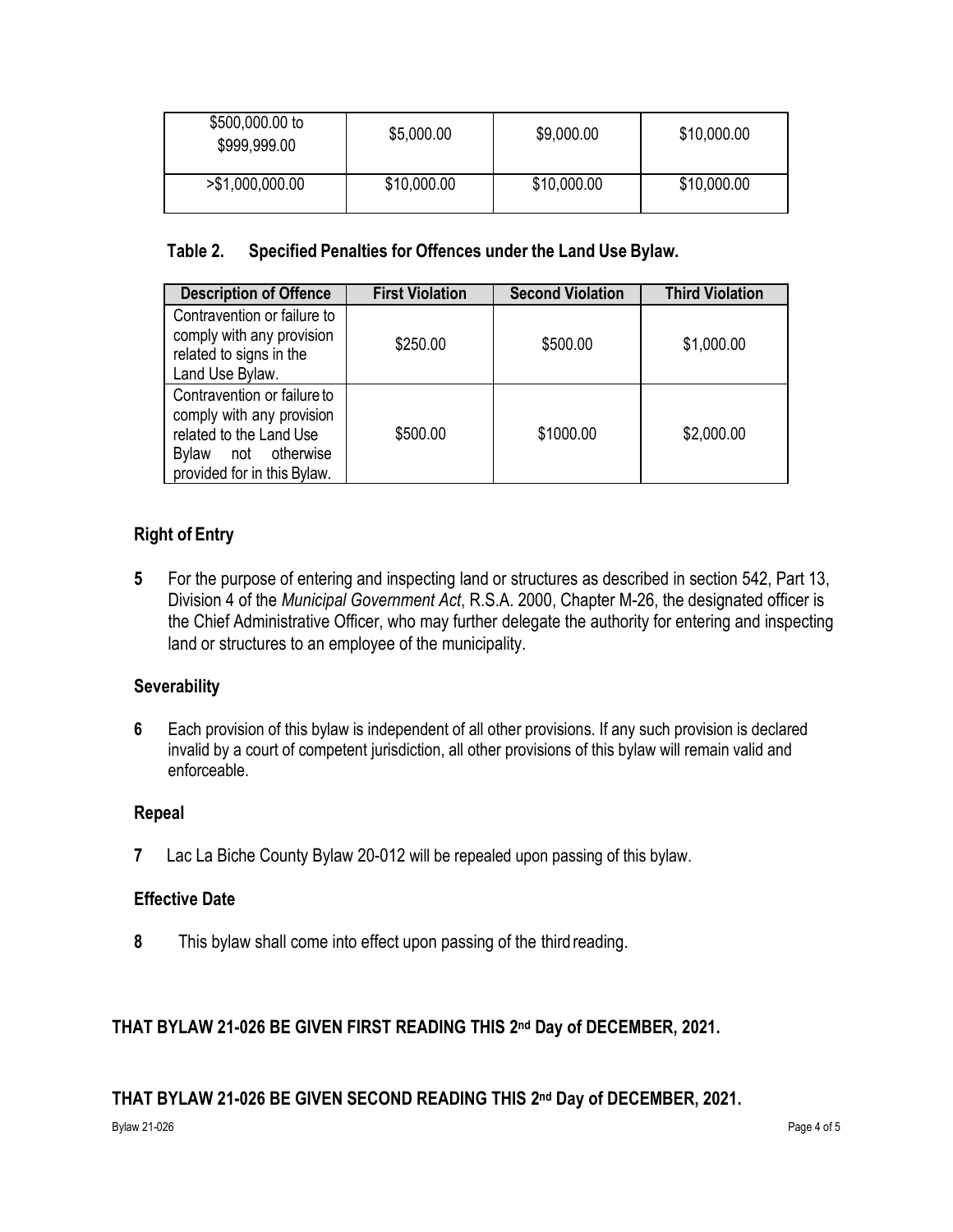| | | | |
|---|---|---|---|
| \$500,000.00 to \$999,999.00 | \$5,000.00 | \$9,000.00 | \$10,000.00 |
| >\$1,000,000.00 | \$10,000.00 | \$10,000.00 | \$10,000.00 |

**Table 2. Specified Penalties for Offences under the Land Use Bylaw.**

| Description of Offence | First Violation | Second Violation | Third Violation |
|---|---|---|---|
| Contravention or failure to comply with any provision related to signs in the Land Use Bylaw. | \$250.00 | \$500.00 | \$1,000.00 |
| Contravention or failure to comply with any provision related to the Land Use Bylaw not otherwise provided for in this Bylaw. | \$500.00 | \$1000.00 | \$2,000.00 |

### Right of Entry

**5** For the purpose of entering and inspecting land or structures as described in section 542, Part 13, Division 4 of the *Municipal Government Act*, R.S.A. 2000, Chapter M-26, the designated officer is the Chief Administrative Officer, who may further delegate the authority for entering and inspecting land or structures to an employee of the municipality.

### Severability

**6** Each provision of this bylaw is independent of all other provisions. If any such provision is declared invalid by a court of competent jurisdiction, all other provisions of this bylaw will remain valid and enforceable.

### Repeal

**7** Lac La Biche County Bylaw 20-012 will be repealed upon passing of this bylaw.

### Effective Date

**8** This bylaw shall come into effect upon passing of the third reading.

**THAT BYLAW 21-026 BE GIVEN FIRST READING THIS 2nd Day of DECEMBER, 2021.**

**THAT BYLAW 21-026 BE GIVEN SECOND READING THIS 2nd Day of DECEMBER, 2021.**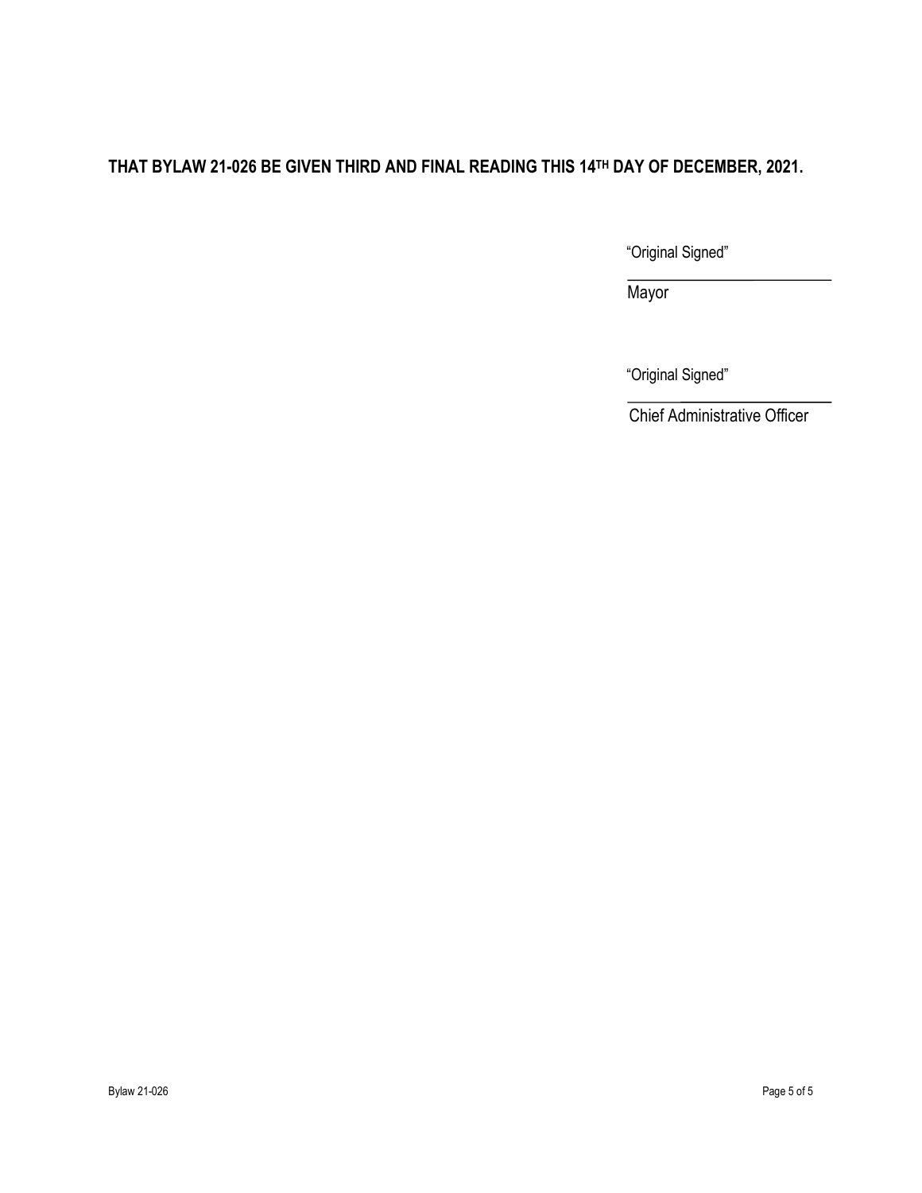**THAT BYLAW 21-026 BE GIVEN THIRD AND FINAL READING THIS 14TH DAY OF DECEMBER, 2021.**

"Original Signed"

\_\_\_\_\_\_\_\_\_\_\_\_\_\_\_\_\_\_\_\_\_\_\_\_\_\_

Mayor

"Original Signed"

\_\_\_\_\_\_\_\_\_\_\_\_\_\_\_\_\_\_\_\_\_\_\_\_\_\_

Chief Administrative Officer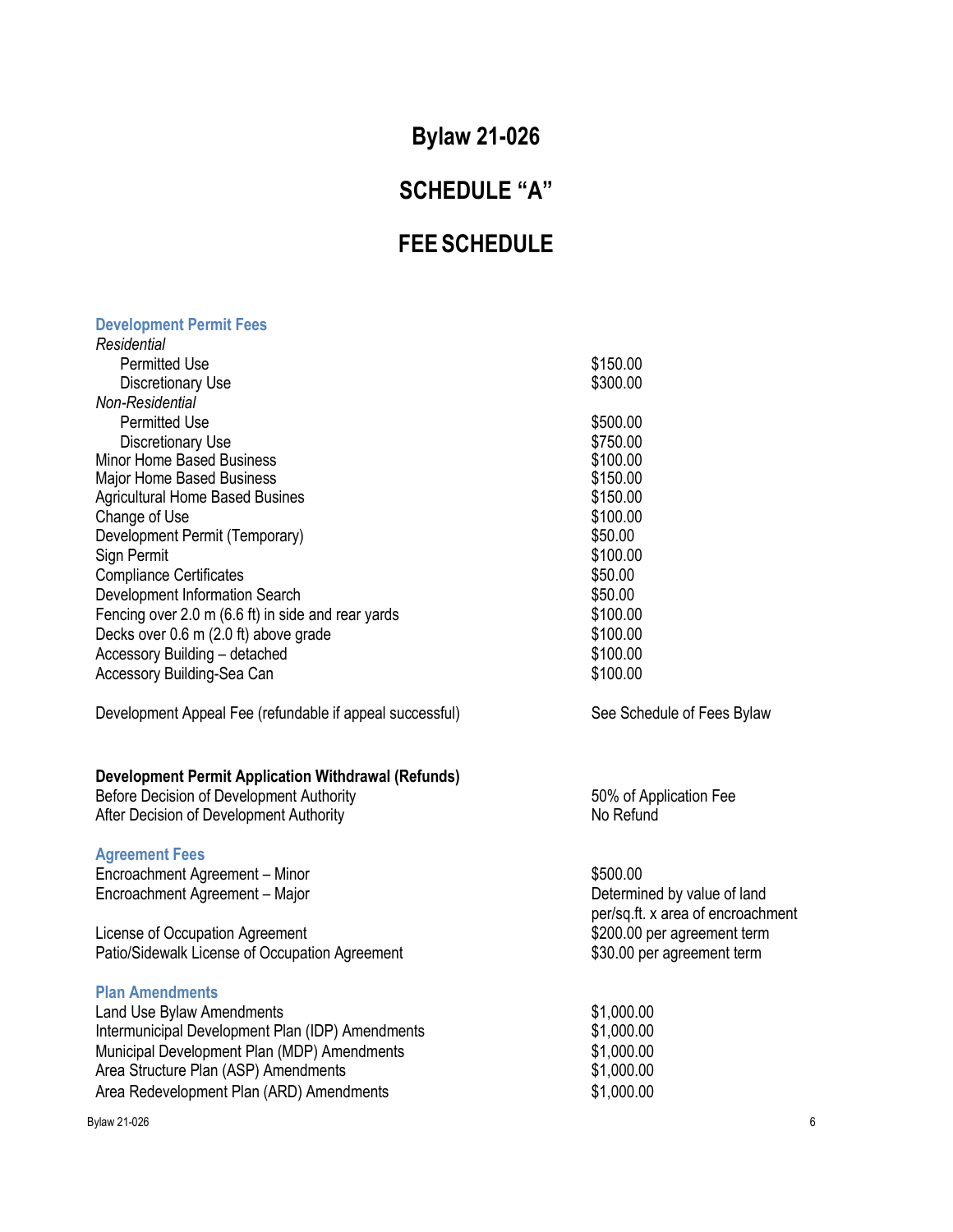# Bylaw 21-026

## SCHEDULE "A"

## FEE SCHEDULE

### Development Permit Fees

| | |
|---|---|
| *Residential* | |
| Permitted Use | $150.00 |
| Discretionary Use | $300.00 |
| *Non-Residential* | |
| Permitted Use | $500.00 |
| Discretionary Use | $750.00 |
| Minor Home Based Business | $100.00 |
| Major Home Based Business | $150.00 |
| Agricultural Home Based Busines | $150.00 |
| Change of Use | $100.00 |
| Development Permit (Temporary) | $50.00 |
| Sign Permit | $100.00 |
| Compliance Certificates | $50.00 |
| Development Information Search | $50.00 |
| Fencing over 2.0 m (6.6 ft) in side and rear yards | $100.00 |
| Decks over 0.6 m (2.0 ft) above grade | $100.00 |
| Accessory Building – detached | $100.00 |
| Accessory Building-Sea Can | $100.00 |
| Development Appeal Fee (refundable if appeal successful) | See Schedule of Fees Bylaw |

**Development Permit Application Withdrawal (Refunds)**

| | |
|---|---|
| Before Decision of Development Authority | 50% of Application Fee |
| After Decision of Development Authority | No Refund |

### Agreement Fees

| | |
|---|---|
| Encroachment Agreement – Minor | $500.00 |
| Encroachment Agreement – Major | Determined by value of land per/sq.ft. x area of encroachment |
| License of Occupation Agreement | $200.00 per agreement term |
| Patio/Sidewalk License of Occupation Agreement | $30.00 per agreement term |

### Plan Amendments

| | |
|---|---|
| Land Use Bylaw Amendments | $1,000.00 |
| Intermunicipal Development Plan (IDP) Amendments | $1,000.00 |
| Municipal Development Plan (MDP) Amendments | $1,000.00 |
| Area Structure Plan (ASP) Amendments | $1,000.00 |
| Area Redevelopment Plan (ARD) Amendments | $1,000.00 |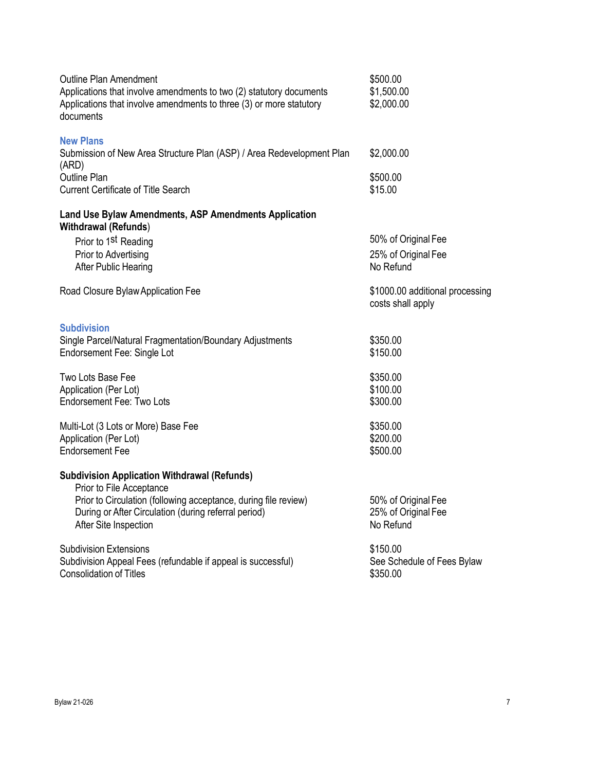| | |
|---|---|
| Outline Plan Amendment | $500.00 |
| Applications that involve amendments to two (2) statutory documents | $1,500.00 |
| Applications that involve amendments to three (3) or more statutory documents | $2,000.00 |

### New Plans

| | |
|---|---|
| Submission of New Area Structure Plan (ASP) / Area Redevelopment Plan (ARD) | $2,000.00 |
| Outline Plan | $500.00 |
| Current Certificate of Title Search | $15.00 |

**Land Use Bylaw Amendments, ASP Amendments Application Withdrawal (Refunds)**

| | |
|---|---|
| Prior to 1st Reading | 50% of Original Fee |
| Prior to Advertising | 25% of Original Fee |
| After Public Hearing | No Refund |

| | |
|---|---|
| Road Closure Bylaw Application Fee | $1000.00 additional processing costs shall apply |

### Subdivision

| | |
|---|---|
| Single Parcel/Natural Fragmentation/Boundary Adjustments | $350.00 |
| Endorsement Fee: Single Lot | $150.00 |
| Two Lots Base Fee | $350.00 |
| Application (Per Lot) | $100.00 |
| Endorsement Fee: Two Lots | $300.00 |
| Multi-Lot (3 Lots or More) Base Fee | $350.00 |
| Application (Per Lot) | $200.00 |
| Endorsement Fee | $500.00 |

**Subdivision Application Withdrawal (Refunds)**

| | |
|---|---|
| Prior to File Acceptance | |
| Prior to Circulation (following acceptance, during file review) | 50% of Original Fee |
| During or After Circulation (during referral period) | 25% of Original Fee |
| After Site Inspection | No Refund |

| | |
|---|---|
| Subdivision Extensions | $150.00 |
| Subdivision Appeal Fees (refundable if appeal is successful) | See Schedule of Fees Bylaw |
| Consolidation of Titles | $350.00 |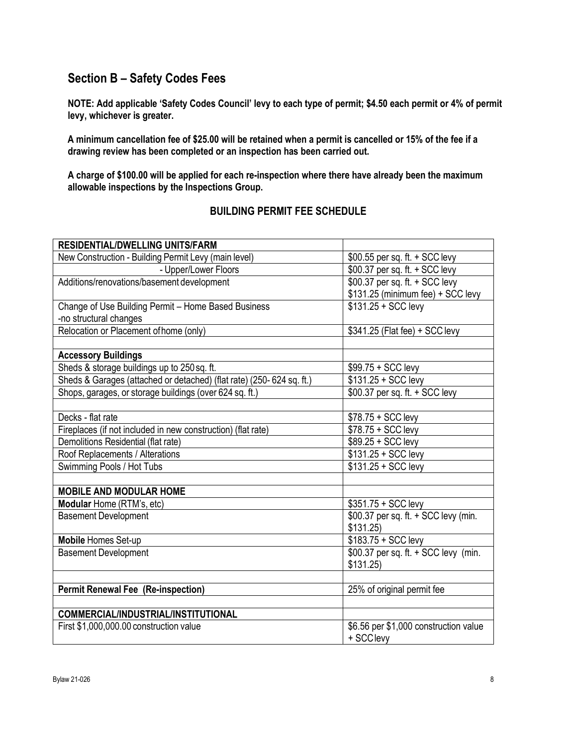## Section B – Safety Codes Fees

**NOTE: Add applicable 'Safety Codes Council' levy to each type of permit; $4.50 each permit or 4% of permit levy, whichever is greater.**

**A minimum cancellation fee of $25.00 will be retained when a permit is cancelled or 15% of the fee if a drawing review has been completed or an inspection has been carried out.**

**A charge of $100.00 will be applied for each re-inspection where there have already been the maximum allowable inspections by the Inspections Group.**

### BUILDING PERMIT FEE SCHEDULE

| **RESIDENTIAL/DWELLING UNITS/FARM** | |
|---|---|
| New Construction - Building Permit Levy (main level) | $00.55 per sq. ft. + SCC levy |
| - Upper/Lower Floors | $00.37 per sq. ft. + SCC levy |
| Additions/renovations/basement development | $00.37 per sq. ft. + SCC levy<br>$131.25 (minimum fee) + SCC levy |
| Change of Use Building Permit – Home Based Business<br>-no structural changes | $131.25 + SCC levy |
| Relocation or Placement of home (only) | $341.25 (Flat fee) + SCC levy |
| | |
| **Accessory Buildings** | |
| Sheds & storage buildings up to 250 sq. ft. | $99.75 + SCC levy |
| Sheds & Garages (attached or detached) (flat rate) (250- 624 sq. ft.) | $131.25 + SCC levy |
| Shops, garages, or storage buildings (over 624 sq. ft.) | $00.37 per sq. ft. + SCC levy |
| | |
| Decks - flat rate | $78.75 + SCC levy |
| Fireplaces (if not included in new construction) (flat rate) | $78.75 + SCC levy |
| Demolitions Residential (flat rate) | $89.25 + SCC levy |
| Roof Replacements / Alterations | $131.25 + SCC levy |
| Swimming Pools / Hot Tubs | $131.25 + SCC levy |
| | |
| **MOBILE AND MODULAR HOME** | |
| **Modular** Home (RTM's, etc) | $351.75 + SCC levy |
| Basement Development | $00.37 per sq. ft. + SCC levy (min. $131.25) |
| **Mobile** Homes Set-up | $183.75 + SCC levy |
| Basement Development | $00.37 per sq. ft. + SCC levy (min. $131.25) |
| | |
| **Permit Renewal Fee (Re-inspection)** | 25% of original permit fee |
| | |
| **COMMERCIAL/INDUSTRIAL/INSTITUTIONAL** | |
| First $1,000,000.00 construction value | $6.56 per $1,000 construction value + SCC levy |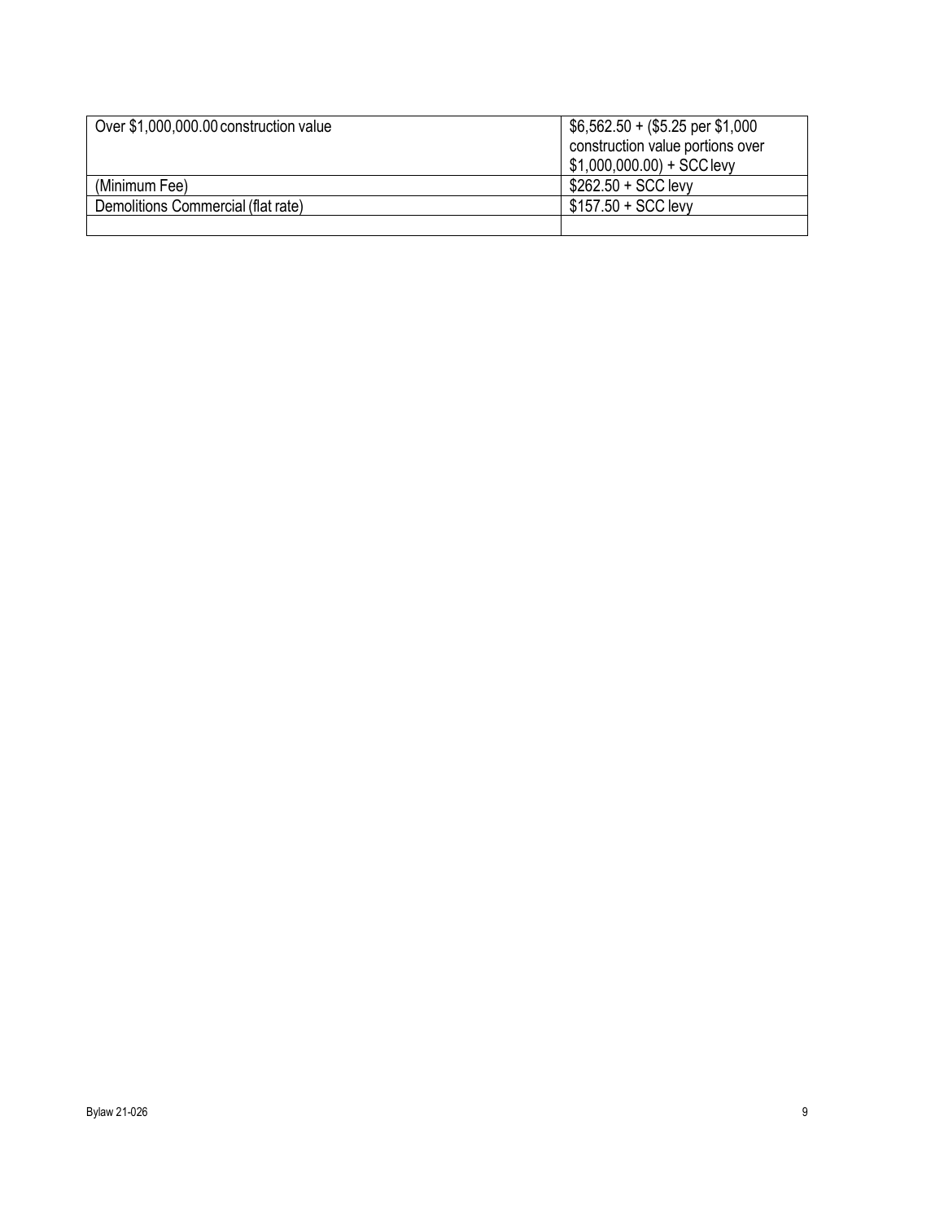| Over $1,000,000.00 construction value | $6,562.50 + ($5.25 per $1,000 construction value portions over $1,000,000.00) + SCC levy |
|---|---|
| (Minimum Fee) | $262.50 + SCC levy |
| Demolitions Commercial (flat rate) | $157.50 + SCC levy |
| | |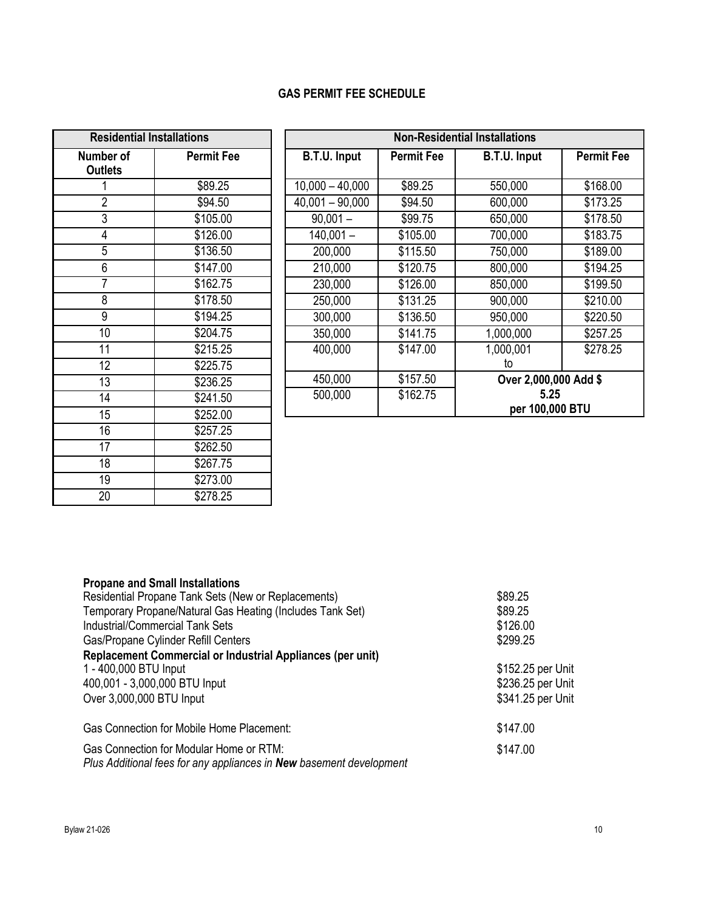**GAS PERMIT FEE SCHEDULE**

| Residential Installations | |
|---|---|
| **Number of Outlets** | **Permit Fee** |
| 1 | $89.25 |
| 2 | $94.50 |
| 3 | $105.00 |
| 4 | $126.00 |
| 5 | $136.50 |
| 6 | $147.00 |
| 7 | $162.75 |
| 8 | $178.50 |
| 9 | $194.25 |
| 10 | $204.75 |
| 11 | $215.25 |
| 12 | $225.75 |
| 13 | $236.25 |
| 14 | $241.50 |
| 15 | $252.00 |
| 16 | $257.25 |
| 17 | $262.50 |
| 18 | $267.75 |
| 19 | $273.00 |
| 20 | $278.25 |

| Non-Residential Installations | | | |
|---|---|---|---|
| **B.T.U. Input** | **Permit Fee** | **B.T.U. Input** | **Permit Fee** |
| 10,000 – 40,000 | $89.25 | 550,000 | $168.00 |
| 40,001 – 90,000 | $94.50 | 600,000 | $173.25 |
| 90,001 – | $99.75 | 650,000 | $178.50 |
| 140,001 – | $105.00 | 700,000 | $183.75 |
| 200,000 | $115.50 | 750,000 | $189.00 |
| 210,000 | $120.75 | 800,000 | $194.25 |
| 230,000 | $126.00 | 850,000 | $199.50 |
| 250,000 | $131.25 | 900,000 | $210.00 |
| 300,000 | $136.50 | 950,000 | $220.50 |
| 350,000 | $141.75 | 1,000,000 | $257.25 |
| 400,000 | $147.00 | 1,000,001 to | $278.25 |
| 450,000 | $157.50 | **Over 2,000,000 Add $ 5.25 per 100,000 BTU** | |
| 500,000 | $162.75 | | |

**Propane and Small Installations**

| | |
|---|---|
| Residential Propane Tank Sets (New or Replacements) | $89.25 |
| Temporary Propane/Natural Gas Heating (Includes Tank Set) | $89.25 |
| Industrial/Commercial Tank Sets | $126.00 |
| Gas/Propane Cylinder Refill Centers | $299.25 |
| **Replacement Commercial or Industrial Appliances (per unit)** | |
| 1 - 400,000 BTU Input | $152.25 per Unit |
| 400,001 - 3,000,000 BTU Input | $236.25 per Unit |
| Over 3,000,000 BTU Input | $341.25 per Unit |
| Gas Connection for Mobile Home Placement: | $147.00 |
| Gas Connection for Modular Home or RTM: *Plus Additional fees for any appliances in **New** basement development* | $147.00 |

Bylaw 21-026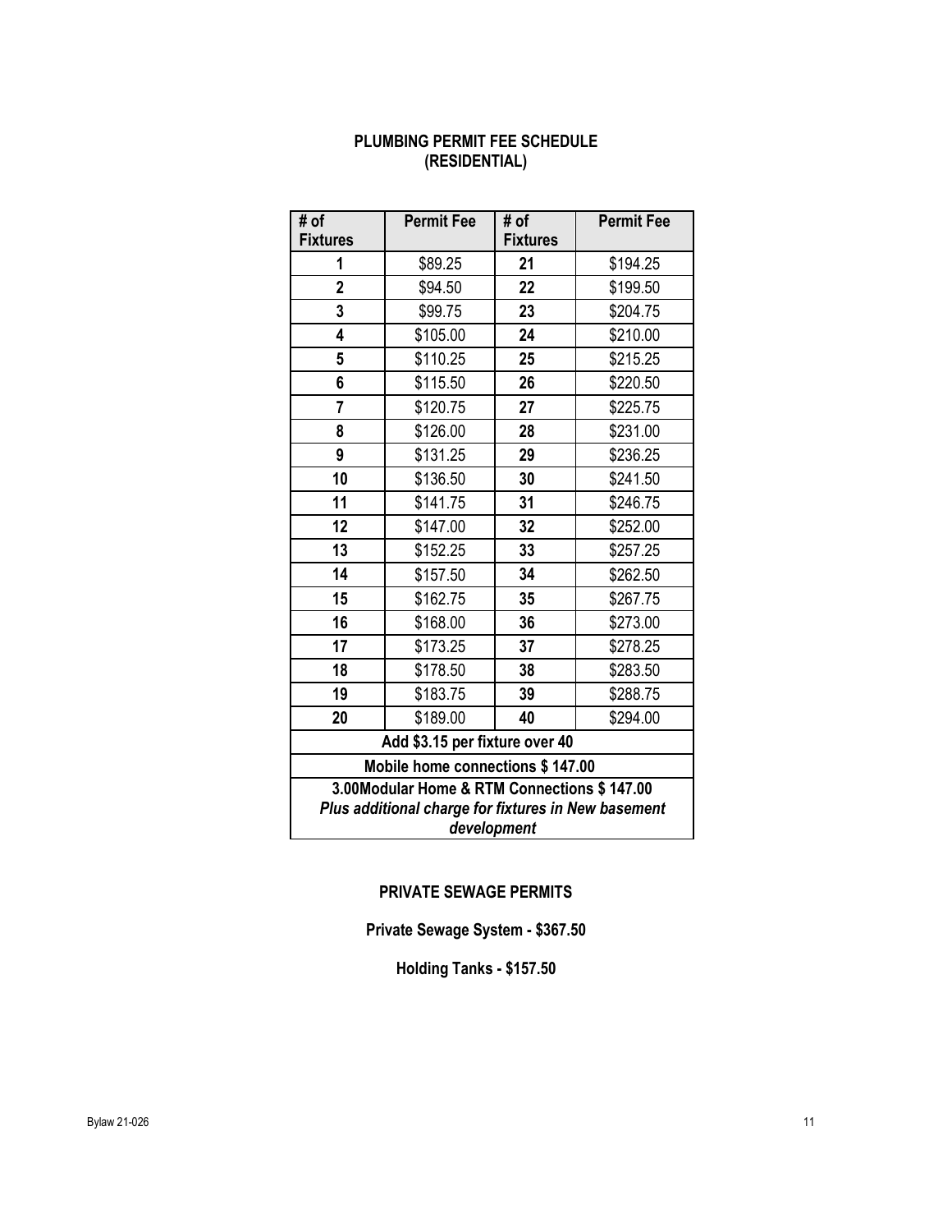## PLUMBING PERMIT FEE SCHEDULE (RESIDENTIAL)

| # of Fixtures | Permit Fee | # of Fixtures | Permit Fee |
|---|---|---|---|
| 1 | $89.25 | 21 | $194.25 |
| 2 | $94.50 | 22 | $199.50 |
| 3 | $99.75 | 23 | $204.75 |
| 4 | $105.00 | 24 | $210.00 |
| 5 | $110.25 | 25 | $215.25 |
| 6 | $115.50 | 26 | $220.50 |
| 7 | $120.75 | 27 | $225.75 |
| 8 | $126.00 | 28 | $231.00 |
| 9 | $131.25 | 29 | $236.25 |
| 10 | $136.50 | 30 | $241.50 |
| 11 | $141.75 | 31 | $246.75 |
| 12 | $147.00 | 32 | $252.00 |
| 13 | $152.25 | 33 | $257.25 |
| 14 | $157.50 | 34 | $262.50 |
| 15 | $162.75 | 35 | $267.75 |
| 16 | $168.00 | 36 | $273.00 |
| 17 | $173.25 | 37 | $278.25 |
| 18 | $178.50 | 38 | $283.50 |
| 19 | $183.75 | 39 | $288.75 |
| 20 | $189.00 | 40 | $294.00 |
| **Add $3.15 per fixture over 40** | | | |
| **Mobile home connections $ 147.00** | | | |
| **3.00Modular Home & RTM Connections $ 147.00** ***Plus additional charge for fixtures in New basement development*** | | | |

## PRIVATE SEWAGE PERMITS

**Private Sewage System - $367.50**

**Holding Tanks - $157.50**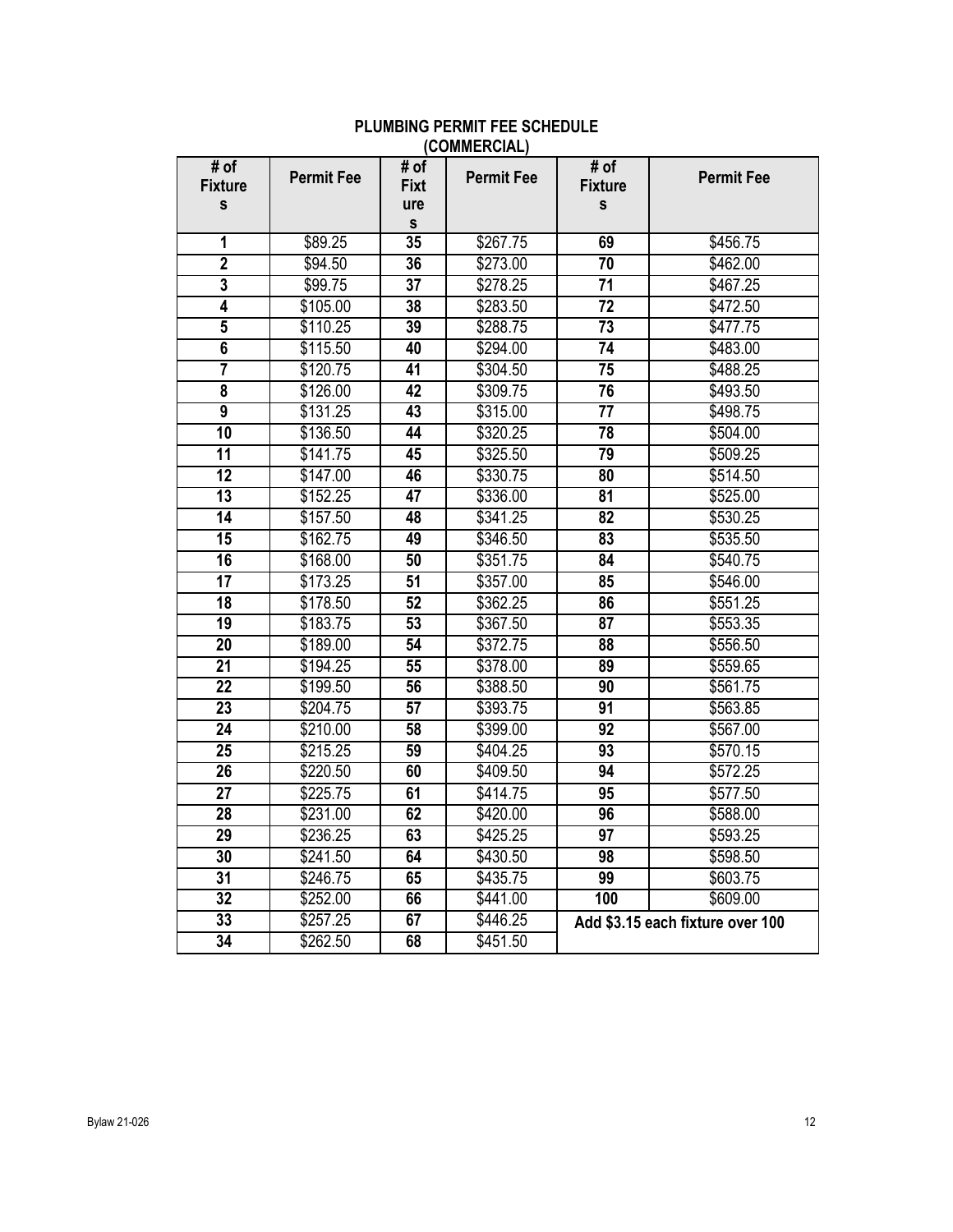**PLUMBING PERMIT FEE SCHEDULE (COMMERCIAL)**

| # of Fixtures | Permit Fee | # of Fixtures | Permit Fee | # of Fixtures | Permit Fee |
|---|---|---|---|---|---|
| 1 | $89.25 | 35 | $267.75 | 69 | $456.75 |
| 2 | $94.50 | 36 | $273.00 | 70 | $462.00 |
| 3 | $99.75 | 37 | $278.25 | 71 | $467.25 |
| 4 | $105.00 | 38 | $283.50 | 72 | $472.50 |
| 5 | $110.25 | 39 | $288.75 | 73 | $477.75 |
| 6 | $115.50 | 40 | $294.00 | 74 | $483.00 |
| 7 | $120.75 | 41 | $304.50 | 75 | $488.25 |
| 8 | $126.00 | 42 | $309.75 | 76 | $493.50 |
| 9 | $131.25 | 43 | $315.00 | 77 | $498.75 |
| 10 | $136.50 | 44 | $320.25 | 78 | $504.00 |
| 11 | $141.75 | 45 | $325.50 | 79 | $509.25 |
| 12 | $147.00 | 46 | $330.75 | 80 | $514.50 |
| 13 | $152.25 | 47 | $336.00 | 81 | $525.00 |
| 14 | $157.50 | 48 | $341.25 | 82 | $530.25 |
| 15 | $162.75 | 49 | $346.50 | 83 | $535.50 |
| 16 | $168.00 | 50 | $351.75 | 84 | $540.75 |
| 17 | $173.25 | 51 | $357.00 | 85 | $546.00 |
| 18 | $178.50 | 52 | $362.25 | 86 | $551.25 |
| 19 | $183.75 | 53 | $367.50 | 87 | $553.35 |
| 20 | $189.00 | 54 | $372.75 | 88 | $556.50 |
| 21 | $194.25 | 55 | $378.00 | 89 | $559.65 |
| 22 | $199.50 | 56 | $388.50 | 90 | $561.75 |
| 23 | $204.75 | 57 | $393.75 | 91 | $563.85 |
| 24 | $210.00 | 58 | $399.00 | 92 | $567.00 |
| 25 | $215.25 | 59 | $404.25 | 93 | $570.15 |
| 26 | $220.50 | 60 | $409.50 | 94 | $572.25 |
| 27 | $225.75 | 61 | $414.75 | 95 | $577.50 |
| 28 | $231.00 | 62 | $420.00 | 96 | $588.00 |
| 29 | $236.25 | 63 | $425.25 | 97 | $593.25 |
| 30 | $241.50 | 64 | $430.50 | 98 | $598.50 |
| 31 | $246.75 | 65 | $435.75 | 99 | $603.75 |
| 32 | $252.00 | 66 | $441.00 | 100 | $609.00 |
| 33 | $257.25 | 67 | $446.25 | Add $3.15 each fixture over 100 | |
| 34 | $262.50 | 68 | $451.50 | | |

Bylaw 21-026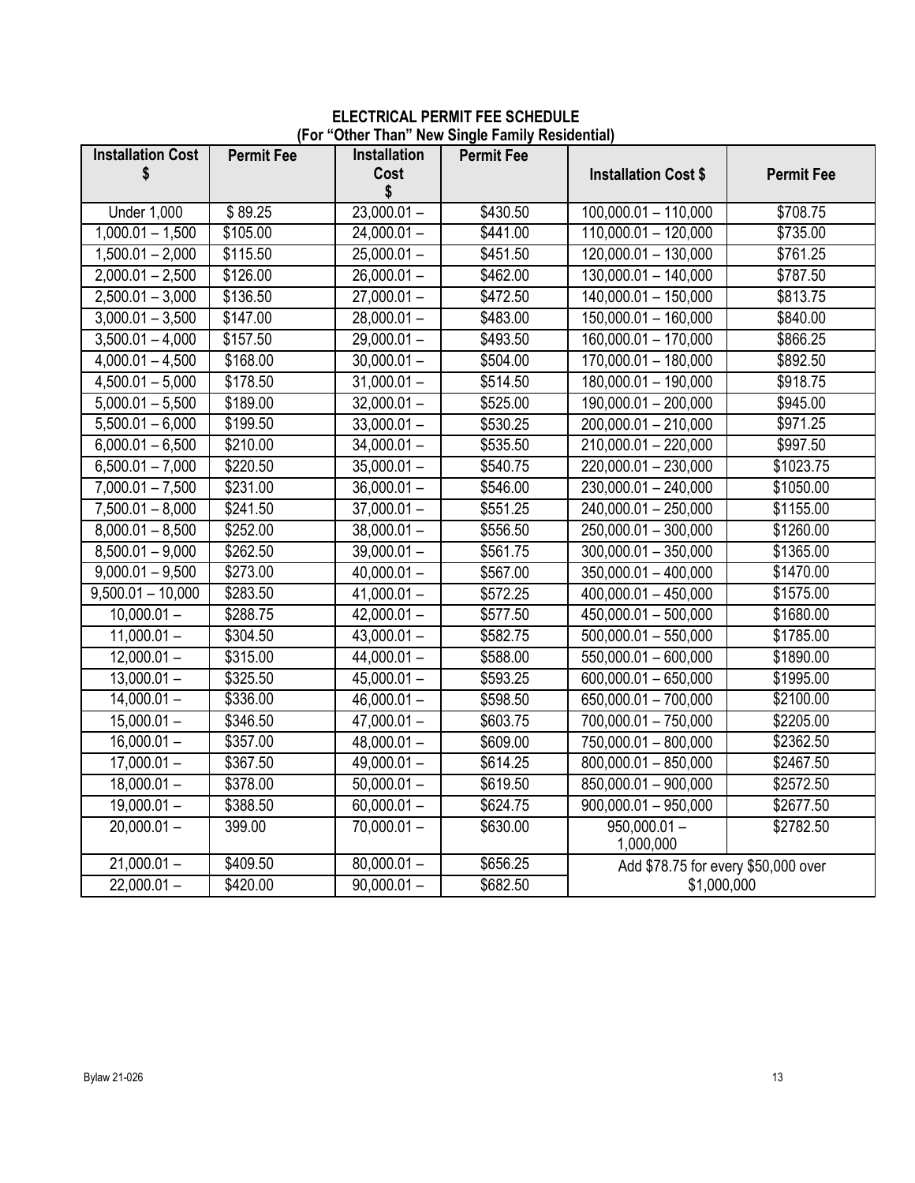**ELECTRICAL PERMIT FEE SCHEDULE**
**(For "Other Than" New Single Family Residential)**

| Installation Cost $ | Permit Fee | Installation Cost $ | Permit Fee | Installation Cost $ | Permit Fee |
|---|---|---|---|---|---|
| Under 1,000 | $ 89.25 | 23,000.01 – | $430.50 | 100,000.01 – 110,000 | $708.75 |
| 1,000.01 – 1,500 | $105.00 | 24,000.01 – | $441.00 | 110,000.01 – 120,000 | $735.00 |
| 1,500.01 – 2,000 | $115.50 | 25,000.01 – | $451.50 | 120,000.01 – 130,000 | $761.25 |
| 2,000.01 – 2,500 | $126.00 | 26,000.01 – | $462.00 | 130,000.01 – 140,000 | $787.50 |
| 2,500.01 – 3,000 | $136.50 | 27,000.01 – | $472.50 | 140,000.01 – 150,000 | $813.75 |
| 3,000.01 – 3,500 | $147.00 | 28,000.01 – | $483.00 | 150,000.01 – 160,000 | $840.00 |
| 3,500.01 – 4,000 | $157.50 | 29,000.01 – | $493.50 | 160,000.01 – 170,000 | $866.25 |
| 4,000.01 – 4,500 | $168.00 | 30,000.01 – | $504.00 | 170,000.01 – 180,000 | $892.50 |
| 4,500.01 – 5,000 | $178.50 | 31,000.01 – | $514.50 | 180,000.01 – 190,000 | $918.75 |
| 5,000.01 – 5,500 | $189.00 | 32,000.01 – | $525.00 | 190,000.01 – 200,000 | $945.00 |
| 5,500.01 – 6,000 | $199.50 | 33,000.01 – | $530.25 | 200,000.01 – 210,000 | $971.25 |
| 6,000.01 – 6,500 | $210.00 | 34,000.01 – | $535.50 | 210,000.01 – 220,000 | $997.50 |
| 6,500.01 – 7,000 | $220.50 | 35,000.01 – | $540.75 | 220,000.01 – 230,000 | $1023.75 |
| 7,000.01 – 7,500 | $231.00 | 36,000.01 – | $546.00 | 230,000.01 – 240,000 | $1050.00 |
| 7,500.01 – 8,000 | $241.50 | 37,000.01 – | $551.25 | 240,000.01 – 250,000 | $1155.00 |
| 8,000.01 – 8,500 | $252.00 | 38,000.01 – | $556.50 | 250,000.01 – 300,000 | $1260.00 |
| 8,500.01 – 9,000 | $262.50 | 39,000.01 – | $561.75 | 300,000.01 – 350,000 | $1365.00 |
| 9,000.01 – 9,500 | $273.00 | 40,000.01 – | $567.00 | 350,000.01 – 400,000 | $1470.00 |
| 9,500.01 – 10,000 | $283.50 | 41,000.01 – | $572.25 | 400,000.01 – 450,000 | $1575.00 |
| 10,000.01 – | $288.75 | 42,000.01 – | $577.50 | 450,000.01 – 500,000 | $1680.00 |
| 11,000.01 – | $304.50 | 43,000.01 – | $582.75 | 500,000.01 – 550,000 | $1785.00 |
| 12,000.01 – | $315.00 | 44,000.01 – | $588.00 | 550,000.01 – 600,000 | $1890.00 |
| 13,000.01 – | $325.50 | 45,000.01 – | $593.25 | 600,000.01 – 650,000 | $1995.00 |
| 14,000.01 – | $336.00 | 46,000.01 – | $598.50 | 650,000.01 – 700,000 | $2100.00 |
| 15,000.01 – | $346.50 | 47,000.01 – | $603.75 | 700,000.01 – 750,000 | $2205.00 |
| 16,000.01 – | $357.00 | 48,000.01 – | $609.00 | 750,000.01 – 800,000 | $2362.50 |
| 17,000.01 – | $367.50 | 49,000.01 – | $614.25 | 800,000.01 – 850,000 | $2467.50 |
| 18,000.01 – | $378.00 | 50,000.01 – | $619.50 | 850,000.01 – 900,000 | $2572.50 |
| 19,000.01 – | $388.50 | 60,000.01 – | $624.75 | 900,000.01 – 950,000 | $2677.50 |
| 20,000.01 – | 399.00 | 70,000.01 – | $630.00 | 950,000.01 – 1,000,000 | $2782.50 |
| 21,000.01 – | $409.50 | 80,000.01 – | $656.25 | Add $78.75 for every $50,000 over $1,000,000 | |
| 22,000.01 – | $420.00 | 90,000.01 – | $682.50 | | |

Bylaw 21-026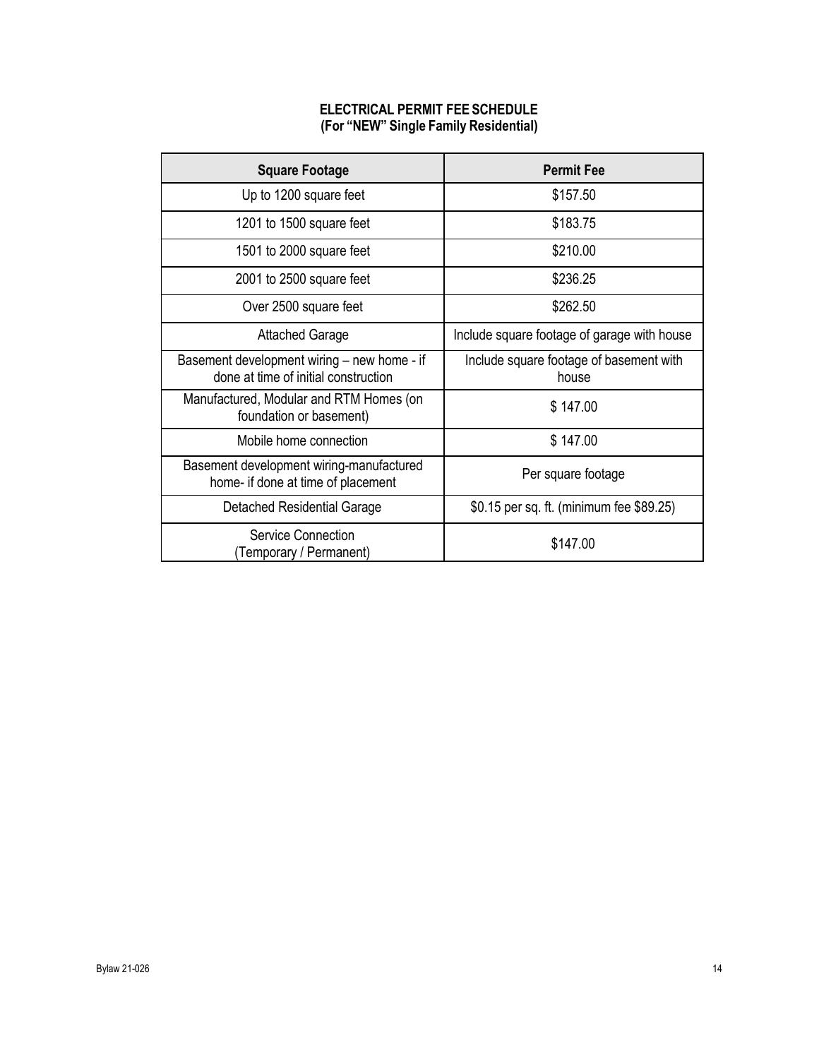**ELECTRICAL PERMIT FEE SCHEDULE**
**(For "NEW" Single Family Residential)**

| Square Footage | Permit Fee |
|---|---|
| Up to 1200 square feet | $157.50 |
| 1201 to 1500 square feet | $183.75 |
| 1501 to 2000 square feet | $210.00 |
| 2001 to 2500 square feet | $236.25 |
| Over 2500 square feet | $262.50 |
| Attached Garage | Include square footage of garage with house |
| Basement development wiring – new home - if done at time of initial construction | Include square footage of basement with house |
| Manufactured, Modular and RTM Homes (on foundation or basement) | $ 147.00 |
| Mobile home connection | $ 147.00 |
| Basement development wiring-manufactured home- if done at time of placement | Per square footage |
| Detached Residential Garage | $0.15 per sq. ft. (minimum fee $89.25) |
| Service Connection (Temporary / Permanent) | $147.00 |